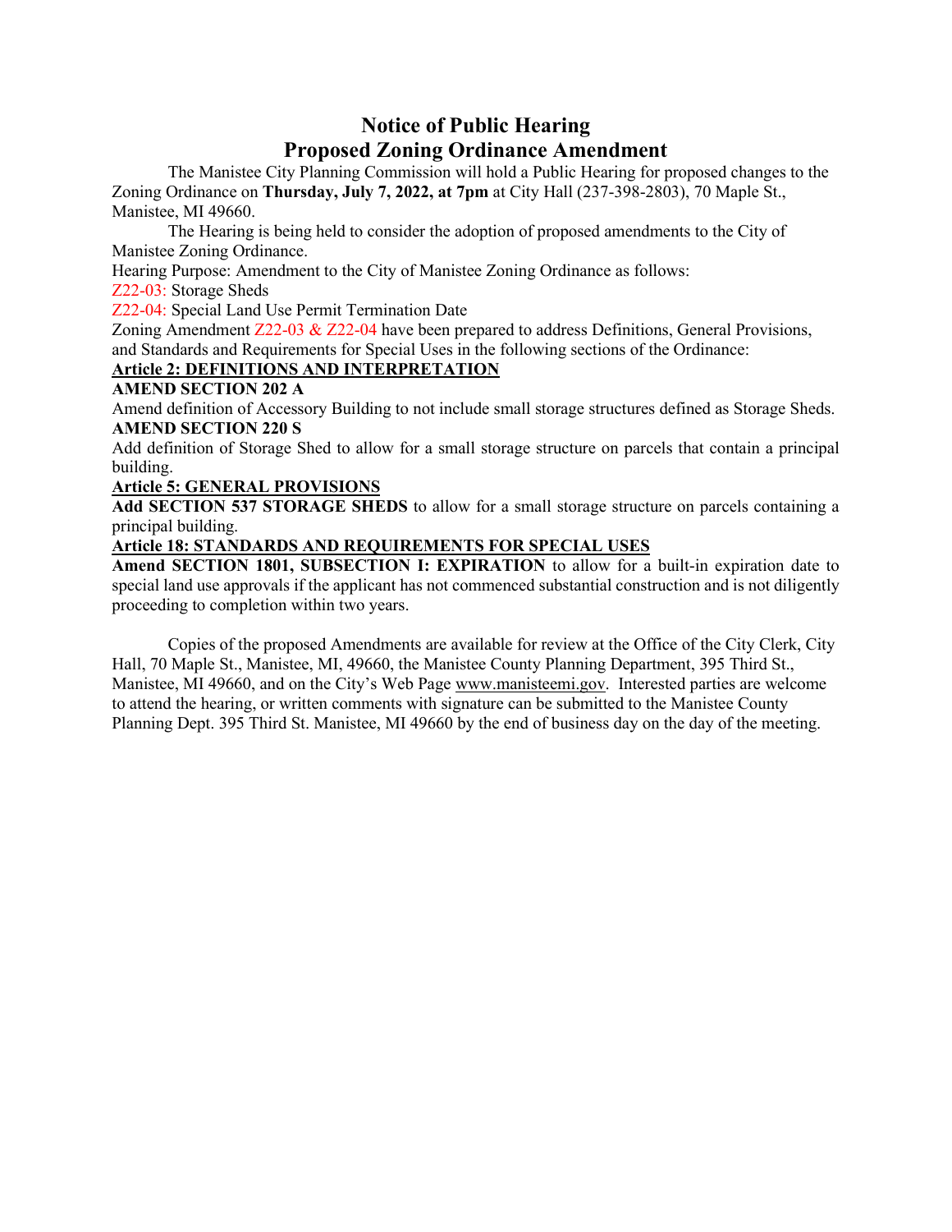# Notice of Public Hearing
# Proposed Zoning Ordinance Amendment

The Manistee City Planning Commission will hold a Public Hearing for proposed changes to the Zoning Ordinance on **Thursday, July 7, 2022, at 7pm** at City Hall (237-398-2803), 70 Maple St., Manistee, MI 49660.

The Hearing is being held to consider the adoption of proposed amendments to the City of Manistee Zoning Ordinance.

Hearing Purpose: Amendment to the City of Manistee Zoning Ordinance as follows:

Z22-03: Storage Sheds

Z22-04: Special Land Use Permit Termination Date

Zoning Amendment Z22-03 & Z22-04 have been prepared to address Definitions, General Provisions, and Standards and Requirements for Special Uses in the following sections of the Ordinance:

**Article 2: DEFINITIONS AND INTERPRETATION**

**AMEND SECTION 202 A**

Amend definition of Accessory Building to not include small storage structures defined as Storage Sheds.

**AMEND SECTION 220 S**

Add definition of Storage Shed to allow for a small storage structure on parcels that contain a principal building.

**Article 5: GENERAL PROVISIONS**

**Add SECTION 537 STORAGE SHEDS** to allow for a small storage structure on parcels containing a principal building.

**Article 18: STANDARDS AND REQUIREMENTS FOR SPECIAL USES**

**Amend SECTION 1801, SUBSECTION I: EXPIRATION** to allow for a built-in expiration date to special land use approvals if the applicant has not commenced substantial construction and is not diligently proceeding to completion within two years.

Copies of the proposed Amendments are available for review at the Office of the City Clerk, City Hall, 70 Maple St., Manistee, MI, 49660, the Manistee County Planning Department, 395 Third St., Manistee, MI 49660, and on the City's Web Page www.manisteemi.gov. Interested parties are welcome to attend the hearing, or written comments with signature can be submitted to the Manistee County Planning Dept. 395 Third St. Manistee, MI 49660 by the end of business day on the day of the meeting.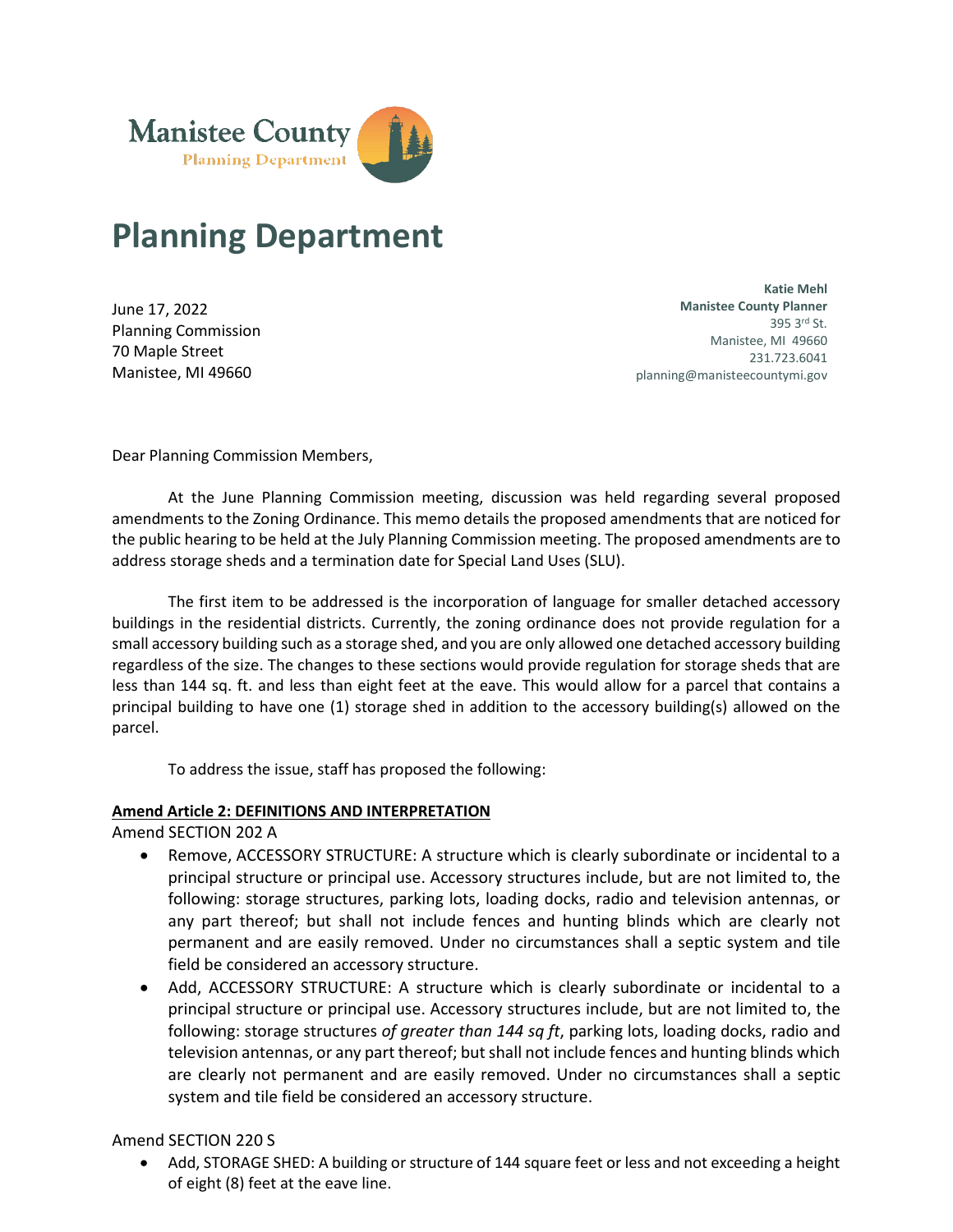Manistee County
Planning Department

# Planning Department

June 17, 2022
Planning Commission
70 Maple Street
Manistee, MI 49660

**Katie Mehl**
**Manistee County Planner**
395 3rd St.
Manistee, MI 49660
231.723.6041
planning@manisteecountymi.gov

Dear Planning Commission Members,

At the June Planning Commission meeting, discussion was held regarding several proposed amendments to the Zoning Ordinance. This memo details the proposed amendments that are noticed for the public hearing to be held at the July Planning Commission meeting. The proposed amendments are to address storage sheds and a termination date for Special Land Uses (SLU).

The first item to be addressed is the incorporation of language for smaller detached accessory buildings in the residential districts. Currently, the zoning ordinance does not provide regulation for a small accessory building such as a storage shed, and you are only allowed one detached accessory building regardless of the size. The changes to these sections would provide regulation for storage sheds that are less than 144 sq. ft. and less than eight feet at the eave. This would allow for a parcel that contains a principal building to have one (1) storage shed in addition to the accessory building(s) allowed on the parcel.

To address the issue, staff has proposed the following:

**Amend Article 2: DEFINITIONS AND INTERPRETATION**

Amend SECTION 202 A

- Remove, ACCESSORY STRUCTURE: A structure which is clearly subordinate or incidental to a principal structure or principal use. Accessory structures include, but are not limited to, the following: storage structures, parking lots, loading docks, radio and television antennas, or any part thereof; but shall not include fences and hunting blinds which are clearly not permanent and are easily removed. Under no circumstances shall a septic system and tile field be considered an accessory structure.
- Add, ACCESSORY STRUCTURE: A structure which is clearly subordinate or incidental to a principal structure or principal use. Accessory structures include, but are not limited to, the following: storage structures *of greater than 144 sq ft*, parking lots, loading docks, radio and television antennas, or any part thereof; but shall not include fences and hunting blinds which are clearly not permanent and are easily removed. Under no circumstances shall a septic system and tile field be considered an accessory structure.

Amend SECTION 220 S

- Add, STORAGE SHED: A building or structure of 144 square feet or less and not exceeding a height of eight (8) feet at the eave line.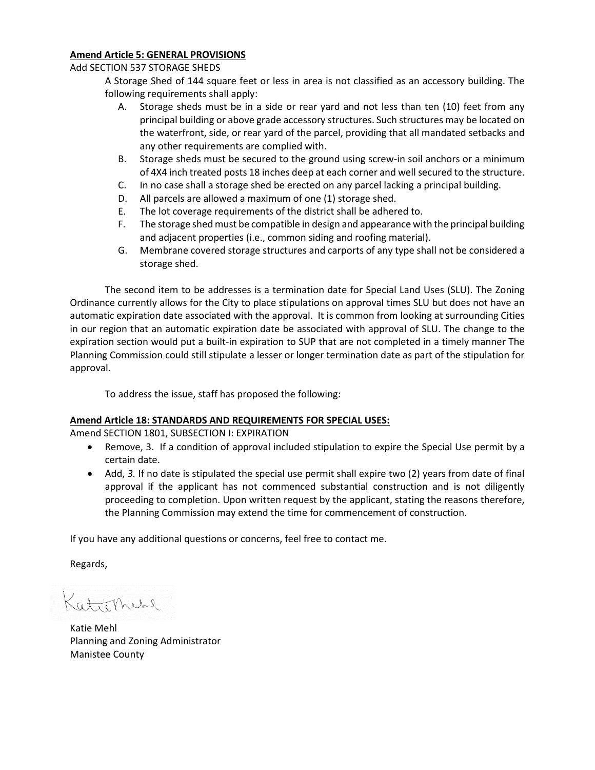**Amend Article 5: GENERAL PROVISIONS**

Add SECTION 537 STORAGE SHEDS

A Storage Shed of 144 square feet or less in area is not classified as an accessory building. The following requirements shall apply:

A. Storage sheds must be in a side or rear yard and not less than ten (10) feet from any principal building or above grade accessory structures. Such structures may be located on the waterfront, side, or rear yard of the parcel, providing that all mandated setbacks and any other requirements are complied with.

B. Storage sheds must be secured to the ground using screw-in soil anchors or a minimum of 4X4 inch treated posts 18 inches deep at each corner and well secured to the structure.

C. In no case shall a storage shed be erected on any parcel lacking a principal building.

D. All parcels are allowed a maximum of one (1) storage shed.

E. The lot coverage requirements of the district shall be adhered to.

F. The storage shed must be compatible in design and appearance with the principal building and adjacent properties (i.e., common siding and roofing material).

G. Membrane covered storage structures and carports of any type shall not be considered a storage shed.

The second item to be addresses is a termination date for Special Land Uses (SLU). The Zoning Ordinance currently allows for the City to place stipulations on approval times SLU but does not have an automatic expiration date associated with the approval. It is common from looking at surrounding Cities in our region that an automatic expiration date be associated with approval of SLU. The change to the expiration section would put a built-in expiration to SUP that are not completed in a timely manner The Planning Commission could still stipulate a lesser or longer termination date as part of the stipulation for approval.

To address the issue, staff has proposed the following:

**Amend Article 18: STANDARDS AND REQUIREMENTS FOR SPECIAL USES:**

Amend SECTION 1801, SUBSECTION I: EXPIRATION

- Remove, 3. If a condition of approval included stipulation to expire the Special Use permit by a certain date.
- Add, *3.* If no date is stipulated the special use permit shall expire two (2) years from date of final approval if the applicant has not commenced substantial construction and is not diligently proceeding to completion. Upon written request by the applicant, stating the reasons therefore, the Planning Commission may extend the time for commencement of construction.

If you have any additional questions or concerns, feel free to contact me.

Regards,

Katie Mehl

Katie Mehl
Planning and Zoning Administrator
Manistee County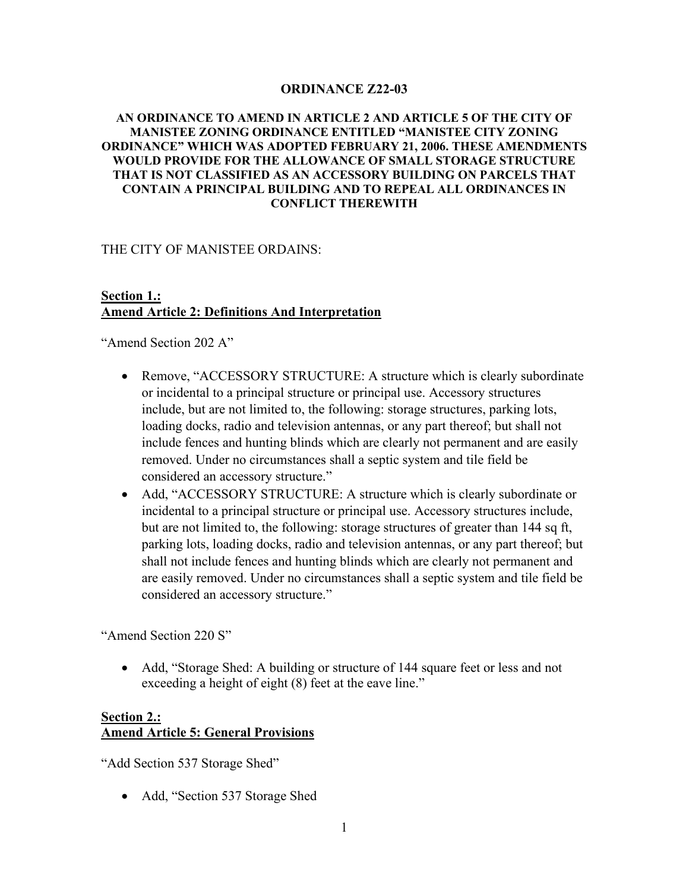**ORDINANCE Z22-03**

**AN ORDINANCE TO AMEND IN ARTICLE 2 AND ARTICLE 5 OF THE CITY OF MANISTEE ZONING ORDINANCE ENTITLED "MANISTEE CITY ZONING ORDINANCE" WHICH WAS ADOPTED FEBRUARY 21, 2006. THESE AMENDMENTS WOULD PROVIDE FOR THE ALLOWANCE OF SMALL STORAGE STRUCTURE THAT IS NOT CLASSIFIED AS AN ACCESSORY BUILDING ON PARCELS THAT CONTAIN A PRINCIPAL BUILDING AND TO REPEAL ALL ORDINANCES IN CONFLICT THEREWITH**

THE CITY OF MANISTEE ORDAINS:

**Section 1.:**
**Amend Article 2: Definitions And Interpretation**

"Amend Section 202 A"

- Remove, "ACCESSORY STRUCTURE: A structure which is clearly subordinate or incidental to a principal structure or principal use. Accessory structures include, but are not limited to, the following: storage structures, parking lots, loading docks, radio and television antennas, or any part thereof; but shall not include fences and hunting blinds which are clearly not permanent and are easily removed. Under no circumstances shall a septic system and tile field be considered an accessory structure."
- Add, "ACCESSORY STRUCTURE: A structure which is clearly subordinate or incidental to a principal structure or principal use. Accessory structures include, but are not limited to, the following: storage structures of greater than 144 sq ft, parking lots, loading docks, radio and television antennas, or any part thereof; but shall not include fences and hunting blinds which are clearly not permanent and are easily removed. Under no circumstances shall a septic system and tile field be considered an accessory structure."

"Amend Section 220 S"

- Add, "Storage Shed: A building or structure of 144 square feet or less and not exceeding a height of eight (8) feet at the eave line."

**Section 2.:**
**Amend Article 5: General Provisions**

"Add Section 537 Storage Shed"

- Add, "Section 537 Storage Shed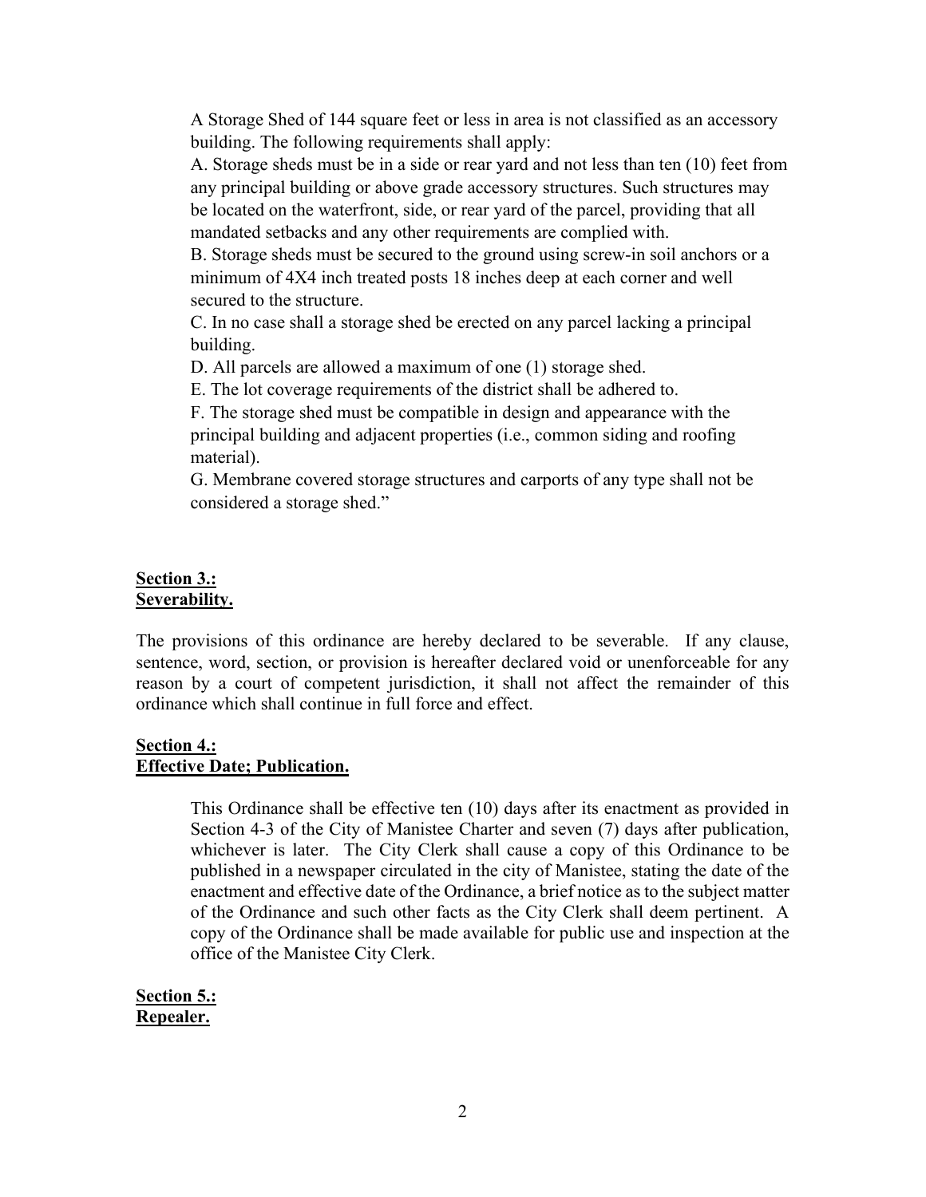A Storage Shed of 144 square feet or less in area is not classified as an accessory building. The following requirements shall apply:

A. Storage sheds must be in a side or rear yard and not less than ten (10) feet from any principal building or above grade accessory structures. Such structures may be located on the waterfront, side, or rear yard of the parcel, providing that all mandated setbacks and any other requirements are complied with.

B. Storage sheds must be secured to the ground using screw-in soil anchors or a minimum of 4X4 inch treated posts 18 inches deep at each corner and well secured to the structure.

C. In no case shall a storage shed be erected on any parcel lacking a principal building.

D. All parcels are allowed a maximum of one (1) storage shed.

E. The lot coverage requirements of the district shall be adhered to.

F. The storage shed must be compatible in design and appearance with the principal building and adjacent properties (i.e., common siding and roofing material).

G. Membrane covered storage structures and carports of any type shall not be considered a storage shed."

**Section 3.:**
**Severability.**

The provisions of this ordinance are hereby declared to be severable. If any clause, sentence, word, section, or provision is hereafter declared void or unenforceable for any reason by a court of competent jurisdiction, it shall not affect the remainder of this ordinance which shall continue in full force and effect.

**Section 4.:**
**Effective Date; Publication.**

This Ordinance shall be effective ten (10) days after its enactment as provided in Section 4-3 of the City of Manistee Charter and seven (7) days after publication, whichever is later. The City Clerk shall cause a copy of this Ordinance to be published in a newspaper circulated in the city of Manistee, stating the date of the enactment and effective date of the Ordinance, a brief notice as to the subject matter of the Ordinance and such other facts as the City Clerk shall deem pertinent. A copy of the Ordinance shall be made available for public use and inspection at the office of the Manistee City Clerk.

**Section 5.:**
**Repealer.**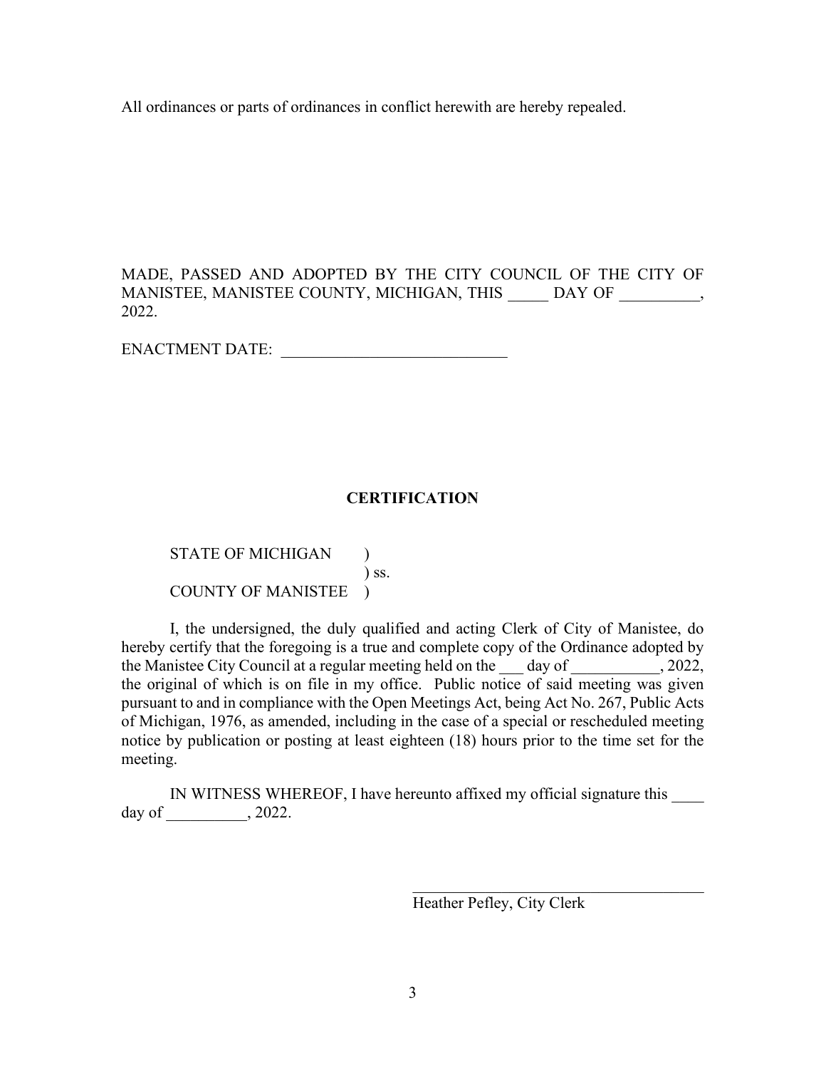All ordinances or parts of ordinances in conflict herewith are hereby repealed.

MADE, PASSED AND ADOPTED BY THE CITY COUNCIL OF THE CITY OF MANISTEE, MANISTEE COUNTY, MICHIGAN, THIS _____ DAY OF __________, 2022.

ENACTMENT DATE: ____________________________

**CERTIFICATION**

STATE OF MICHIGAN )
) ss.
COUNTY OF MANISTEE )

I, the undersigned, the duly qualified and acting Clerk of City of Manistee, do hereby certify that the foregoing is a true and complete copy of the Ordinance adopted by the Manistee City Council at a regular meeting held on the ___ day of ___________, 2022, the original of which is on file in my office. Public notice of said meeting was given pursuant to and in compliance with the Open Meetings Act, being Act No. 267, Public Acts of Michigan, 1976, as amended, including in the case of a special or rescheduled meeting notice by publication or posting at least eighteen (18) hours prior to the time set for the meeting.

IN WITNESS WHEREOF, I have hereunto affixed my official signature this ____ day of __________, 2022.

______________________________________
Heather Pefley, City Clerk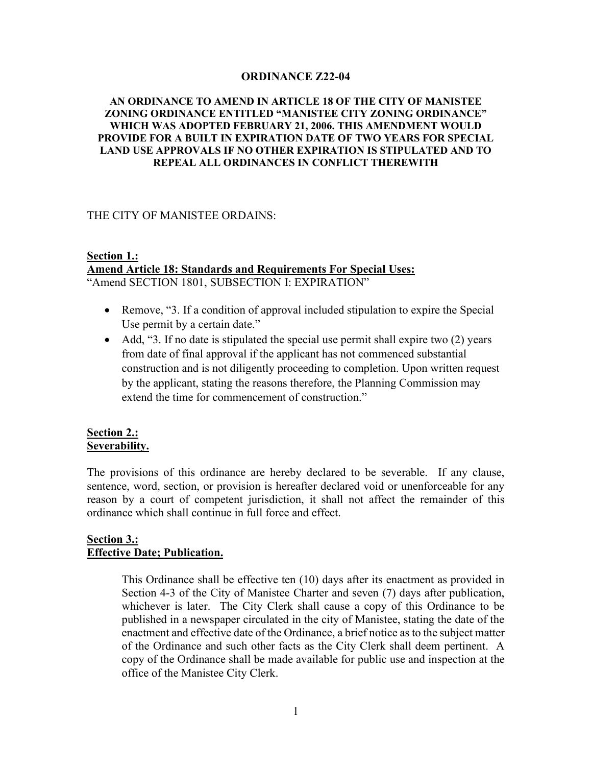# ORDINANCE Z22-04

## AN ORDINANCE TO AMEND IN ARTICLE 18 OF THE CITY OF MANISTEE ZONING ORDINANCE ENTITLED "MANISTEE CITY ZONING ORDINANCE" WHICH WAS ADOPTED FEBRUARY 21, 2006. THIS AMENDMENT WOULD PROVIDE FOR A BUILT IN EXPIRATION DATE OF TWO YEARS FOR SPECIAL LAND USE APPROVALS IF NO OTHER EXPIRATION IS STIPULATED AND TO REPEAL ALL ORDINANCES IN CONFLICT THEREWITH

THE CITY OF MANISTEE ORDAINS:

**Section 1.:**
**Amend Article 18: Standards and Requirements For Special Uses:**
"Amend SECTION 1801, SUBSECTION I: EXPIRATION"

- Remove, "3. If a condition of approval included stipulation to expire the Special Use permit by a certain date."
- Add, "3. If no date is stipulated the special use permit shall expire two (2) years from date of final approval if the applicant has not commenced substantial construction and is not diligently proceeding to completion. Upon written request by the applicant, stating the reasons therefore, the Planning Commission may extend the time for commencement of construction."

**Section 2.:**
**Severability.**

The provisions of this ordinance are hereby declared to be severable. If any clause, sentence, word, section, or provision is hereafter declared void or unenforceable for any reason by a court of competent jurisdiction, it shall not affect the remainder of this ordinance which shall continue in full force and effect.

**Section 3.:**
**Effective Date; Publication.**

This Ordinance shall be effective ten (10) days after its enactment as provided in Section 4-3 of the City of Manistee Charter and seven (7) days after publication, whichever is later. The City Clerk shall cause a copy of this Ordinance to be published in a newspaper circulated in the city of Manistee, stating the date of the enactment and effective date of the Ordinance, a brief notice as to the subject matter of the Ordinance and such other facts as the City Clerk shall deem pertinent. A copy of the Ordinance shall be made available for public use and inspection at the office of the Manistee City Clerk.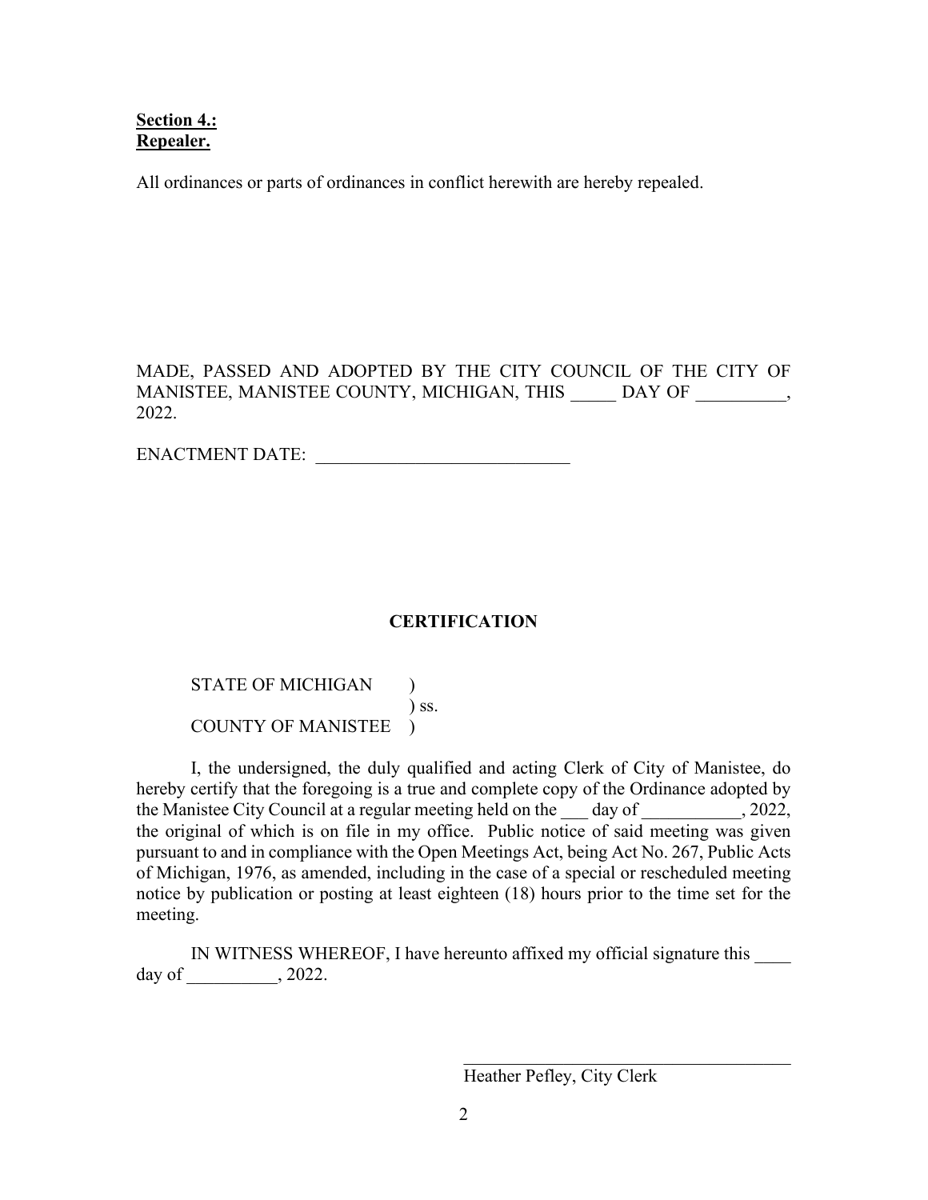**Section 4.:**
**Repealer.**

All ordinances or parts of ordinances in conflict herewith are hereby repealed.

MADE, PASSED AND ADOPTED BY THE CITY COUNCIL OF THE CITY OF MANISTEE, MANISTEE COUNTY, MICHIGAN, THIS _____ DAY OF __________, 2022.

ENACTMENT DATE: ____________________________

**CERTIFICATION**

STATE OF MICHIGAN )
) ss.
COUNTY OF MANISTEE )

I, the undersigned, the duly qualified and acting Clerk of City of Manistee, do hereby certify that the foregoing is a true and complete copy of the Ordinance adopted by the Manistee City Council at a regular meeting held on the ___ day of ___________, 2022, the original of which is on file in my office. Public notice of said meeting was given pursuant to and in compliance with the Open Meetings Act, being Act No. 267, Public Acts of Michigan, 1976, as amended, including in the case of a special or rescheduled meeting notice by publication or posting at least eighteen (18) hours prior to the time set for the meeting.

IN WITNESS WHEREOF, I have hereunto affixed my official signature this ____ day of __________, 2022.

______________________________________
Heather Pefley, City Clerk